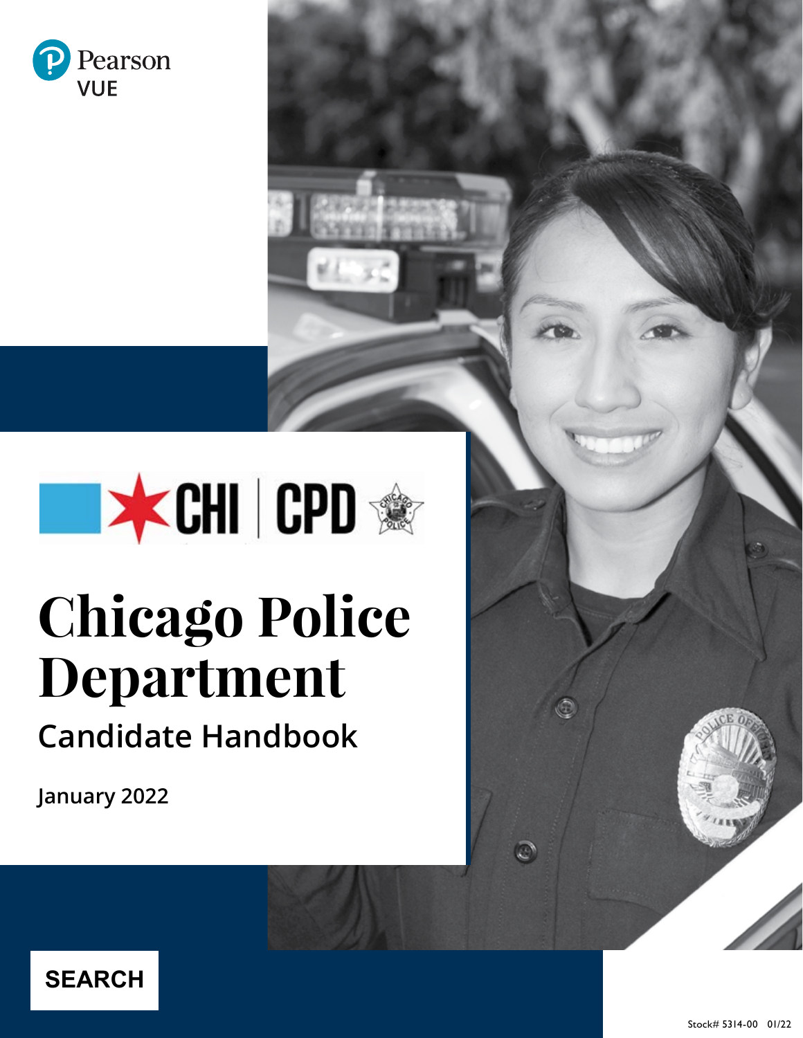Pearson VUE

CHI | CPD

# Chicago Police Department

## Candidate Handbook

**January 2022**

**SEARCH**

Stock# 5314-00 01/22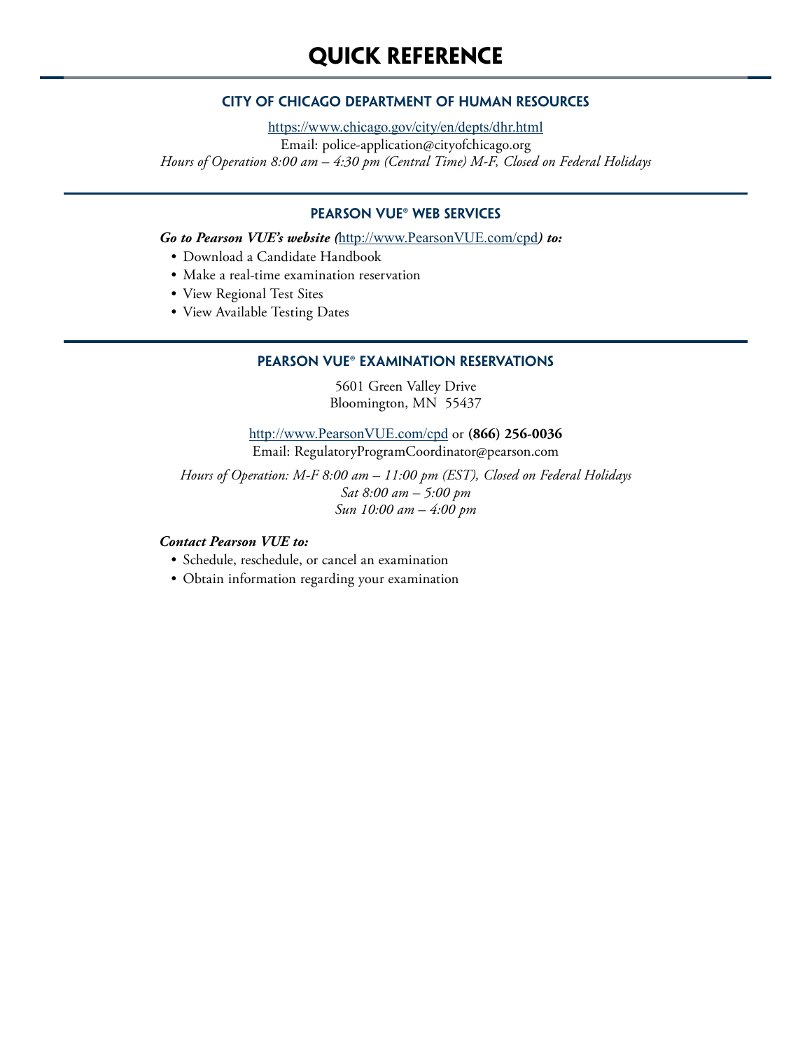# QUICK REFERENCE

## CITY OF CHICAGO DEPARTMENT OF HUMAN RESOURCES

https://www.chicago.gov/city/en/depts/dhr.html
Email: police-application@cityofchicago.org
*Hours of Operation 8:00 am – 4:30 pm (Central Time) M-F, Closed on Federal Holidays*

## PEARSON VUE® WEB SERVICES

***Go to Pearson VUE's website (*****http://www.PearsonVUE.com/cpd*****) to:***

- Download a Candidate Handbook
- Make a real-time examination reservation
- View Regional Test Sites
- View Available Testing Dates

## PEARSON VUE® EXAMINATION RESERVATIONS

5601 Green Valley Drive
Bloomington, MN 55437

http://www.PearsonVUE.com/cpd or **(866) 256-0036**
Email: RegulatoryProgramCoordinator@pearson.com

*Hours of Operation: M-F 8:00 am – 11:00 pm (EST), Closed on Federal Holidays*
*Sat 8:00 am – 5:00 pm*
*Sun 10:00 am – 4:00 pm*

***Contact Pearson VUE to:***

- Schedule, reschedule, or cancel an examination
- Obtain information regarding your examination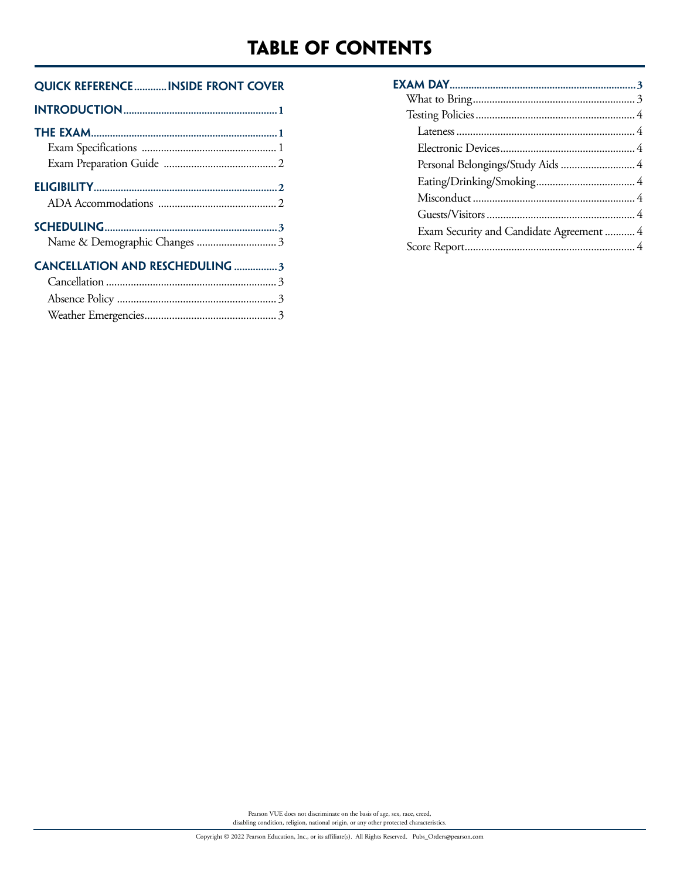# TABLE OF CONTENTS

**QUICK REFERENCE............INSIDE FRONT COVER**

**INTRODUCTION........................................................1**

**THE EXAM...................................................................1**

- Exam Specifications ................................................ 1
- Exam Preparation Guide ......................................... 2

**ELIGIBILITY.................................................................2**

- ADA Accommodations ........................................... 2

**SCHEDULING..............................................................3**

- Name & Demographic Changes ............................ 3

**CANCELLATION AND RESCHEDULING ................3**

- Cancellation ............................................................. 3
- Absence Policy ......................................................... 3
- Weather Emergencies............................................... 3

**EXAM DAY...................................................................3**

- What to Bring........................................................... 3
- Testing Policies ......................................................... 4
  - Lateness ................................................................ 4
  - Electronic Devices................................................ 4
  - Personal Belongings/Study Aids ........................... 4
  - Eating/Drinking/Smoking.................................... 4
  - Misconduct ........................................................... 4
  - Guests/Visitors ...................................................... 4
  - Exam Security and Candidate Agreement ........... 4
- Score Report............................................................. 4

Pearson VUE does not discriminate on the basis of age, sex, race, creed, disabling condition, religion, national origin, or any other protected characteristics.

Copyright © 2022 Pearson Education, Inc., or its affiliate(s). All Rights Reserved. Pubs_Orders@pearson.com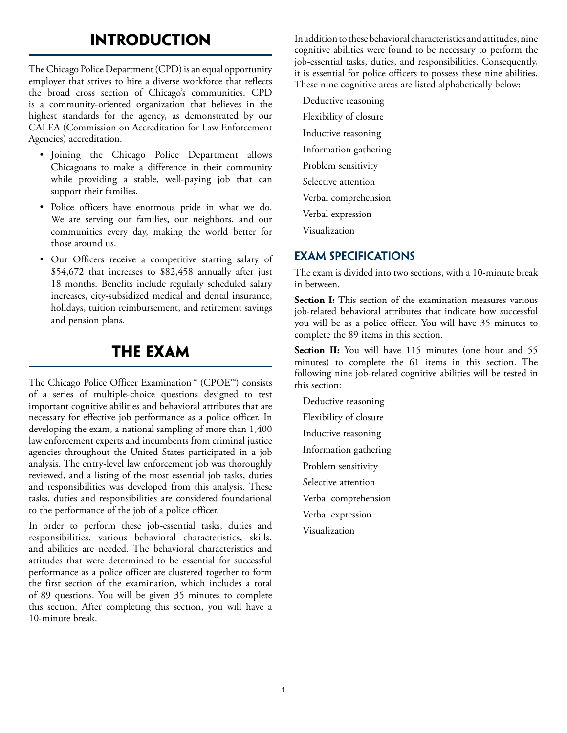# INTRODUCTION

The Chicago Police Department (CPD) is an equal opportunity employer that strives to hire a diverse workforce that reflects the broad cross section of Chicago's communities. CPD is a community-oriented organization that believes in the highest standards for the agency, as demonstrated by our CALEA (Commission on Accreditation for Law Enforcement Agencies) accreditation.

- Joining the Chicago Police Department allows Chicagoans to make a difference in their community while providing a stable, well-paying job that can support their families.
- Police officers have enormous pride in what we do. We are serving our families, our neighbors, and our communities every day, making the world better for those around us.
- Our Officers receive a competitive starting salary of $54,672 that increases to $82,458 annually after just 18 months. Benefits include regularly scheduled salary increases, city-subsidized medical and dental insurance, holidays, tuition reimbursement, and retirement savings and pension plans.

# THE EXAM

The Chicago Police Officer Examination™ (CPOE™) consists of a series of multiple-choice questions designed to test important cognitive abilities and behavioral attributes that are necessary for effective job performance as a police officer. In developing the exam, a national sampling of more than 1,400 law enforcement experts and incumbents from criminal justice agencies throughout the United States participated in a job analysis. The entry-level law enforcement job was thoroughly reviewed, and a listing of the most essential job tasks, duties and responsibilities was developed from this analysis. These tasks, duties and responsibilities are considered foundational to the performance of the job of a police officer.

In order to perform these job-essential tasks, duties and responsibilities, various behavioral characteristics, skills, and abilities are needed. The behavioral characteristics and attitudes that were determined to be essential for successful performance as a police officer are clustered together to form the first section of the examination, which includes a total of 89 questions. You will be given 35 minutes to complete this section. After completing this section, you will have a 10-minute break.

In addition to these behavioral characteristics and attitudes, nine cognitive abilities were found to be necessary to perform the job-essential tasks, duties, and responsibilities. Consequently, it is essential for police officers to possess these nine abilities. These nine cognitive areas are listed alphabetically below:

Deductive reasoning
Flexibility of closure
Inductive reasoning
Information gathering
Problem sensitivity
Selective attention
Verbal comprehension
Verbal expression
Visualization

## EXAM SPECIFICATIONS

The exam is divided into two sections, with a 10-minute break in between.

**Section I:** This section of the examination measures various job-related behavioral attributes that indicate how successful you will be as a police officer. You will have 35 minutes to complete the 89 items in this section.

**Section II:** You will have 115 minutes (one hour and 55 minutes) to complete the 61 items in this section. The following nine job-related cognitive abilities will be tested in this section:

Deductive reasoning
Flexibility of closure
Inductive reasoning
Information gathering
Problem sensitivity
Selective attention
Verbal comprehension
Verbal expression
Visualization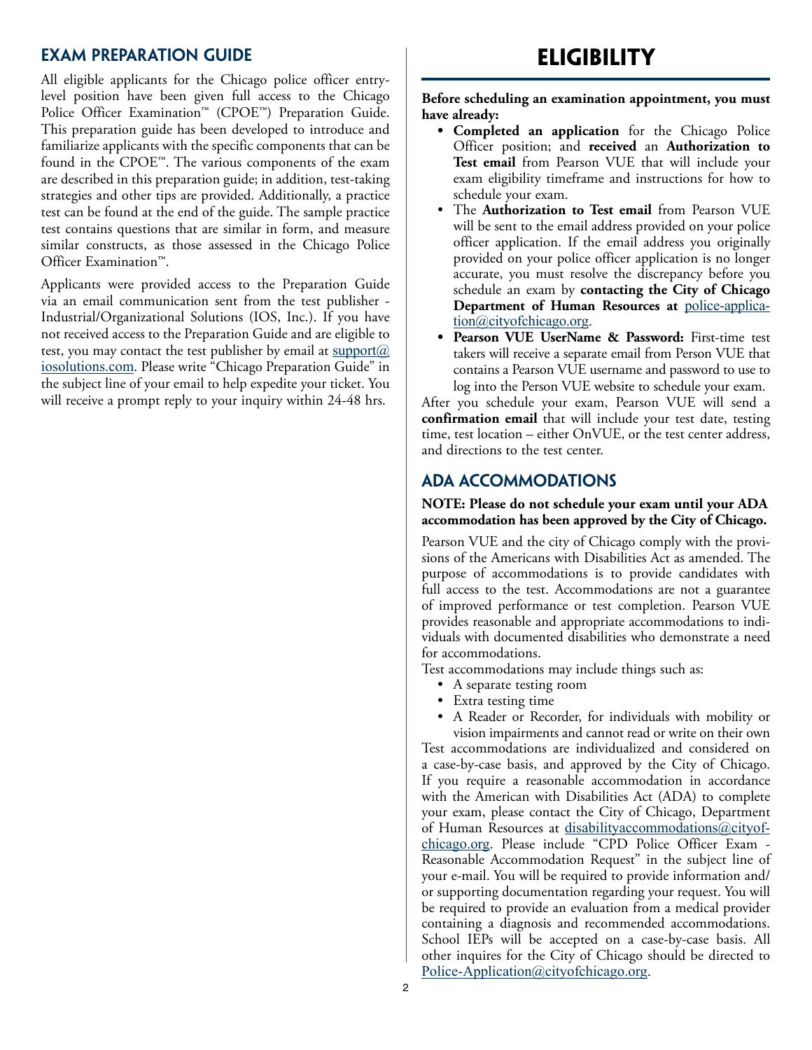## EXAM PREPARATION GUIDE

All eligible applicants for the Chicago police officer entry-level position have been given full access to the Chicago Police Officer Examination™ (CPOE™) Preparation Guide. This preparation guide has been developed to introduce and familiarize applicants with the specific components that can be found in the CPOE™. The various components of the exam are described in this preparation guide; in addition, test-taking strategies and other tips are provided. Additionally, a practice test can be found at the end of the guide. The sample practice test contains questions that are similar in form, and measure similar constructs, as those assessed in the Chicago Police Officer Examination™.

Applicants were provided access to the Preparation Guide via an email communication sent from the test publisher - Industrial/Organizational Solutions (IOS, Inc.). If you have not received access to the Preparation Guide and are eligible to test, you may contact the test publisher by email at support@iosolutions.com. Please write "Chicago Preparation Guide" in the subject line of your email to help expedite your ticket. You will receive a prompt reply to your inquiry within 24-48 hrs.

# ELIGIBILITY

**Before scheduling an examination appointment, you must have already:**

- **Completed an application** for the Chicago Police Officer position; and **received** an **Authorization to Test email** from Pearson VUE that will include your exam eligibility timeframe and instructions for how to schedule your exam.
- The **Authorization to Test email** from Pearson VUE will be sent to the email address provided on your police officer application. If the email address you originally provided on your police officer application is no longer accurate, you must resolve the discrepancy before you schedule an exam by **contacting the City of Chicago Department of Human Resources at** police-application@cityofchicago.org.
- **Pearson VUE UserName & Password:** First-time test takers will receive a separate email from Person VUE that contains a Pearson VUE username and password to use to log into the Person VUE website to schedule your exam.

After you schedule your exam, Pearson VUE will send a **confirmation email** that will include your test date, testing time, test location – either OnVUE, or the test center address, and directions to the test center.

## ADA ACCOMMODATIONS

**NOTE: Please do not schedule your exam until your ADA accommodation has been approved by the City of Chicago.**

Pearson VUE and the city of Chicago comply with the provisions of the Americans with Disabilities Act as amended. The purpose of accommodations is to provide candidates with full access to the test. Accommodations are not a guarantee of improved performance or test completion. Pearson VUE provides reasonable and appropriate accommodations to individuals with documented disabilities who demonstrate a need for accommodations.

Test accommodations may include things such as:

- A separate testing room
- Extra testing time
- A Reader or Recorder, for individuals with mobility or vision impairments and cannot read or write on their own

Test accommodations are individualized and considered on a case-by-case basis, and approved by the City of Chicago. If you require a reasonable accommodation in accordance with the American with Disabilities Act (ADA) to complete your exam, please contact the City of Chicago, Department of Human Resources at disabilityaccommodations@cityofchicago.org. Please include "CPD Police Officer Exam - Reasonable Accommodation Request" in the subject line of your e-mail. You will be required to provide information and/or supporting documentation regarding your request. You will be required to provide an evaluation from a medical provider containing a diagnosis and recommended accommodations. School IEPs will be accepted on a case-by-case basis. All other inquires for the City of Chicago should be directed to Police-Application@cityofchicago.org.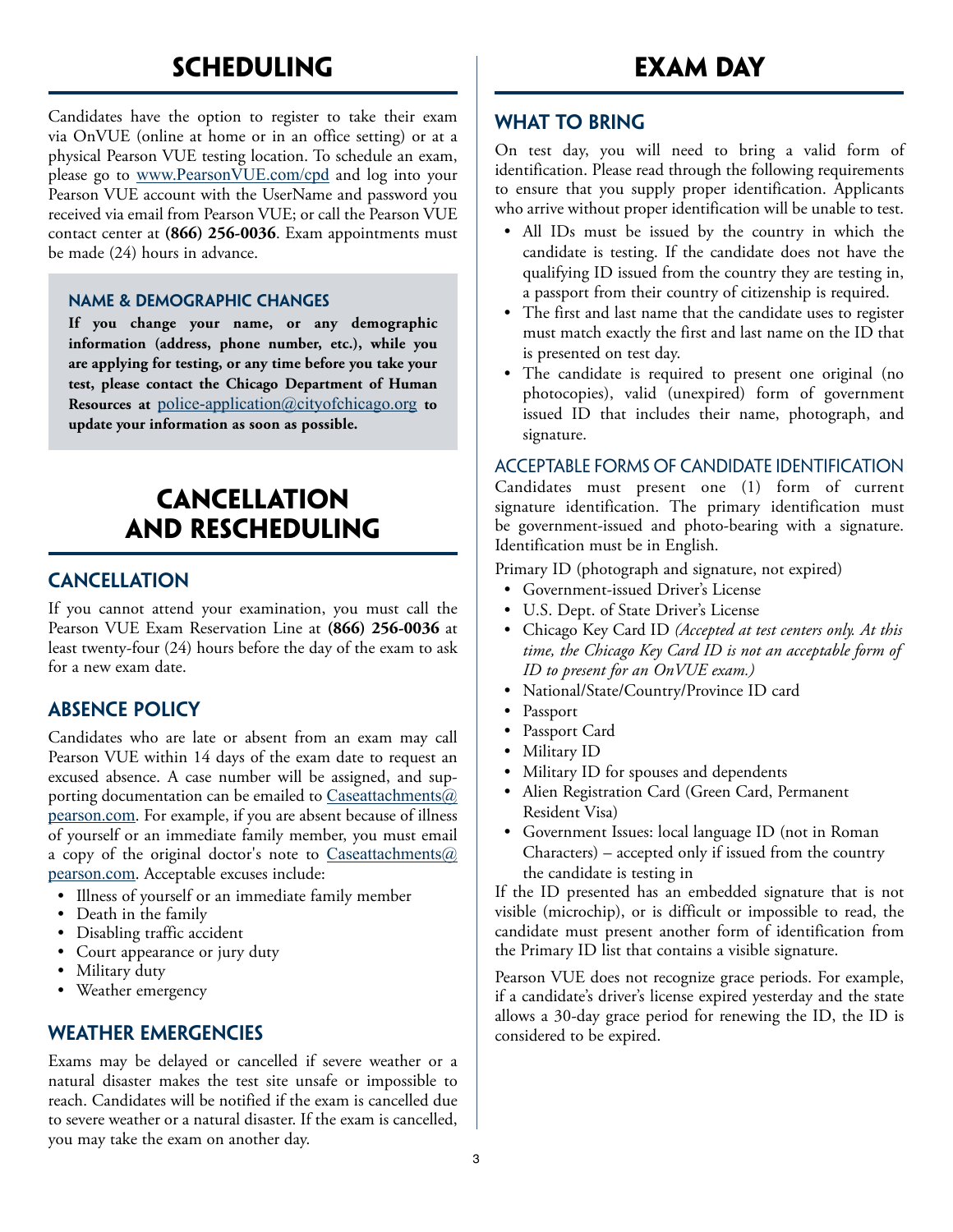# SCHEDULING

Candidates have the option to register to take their exam via OnVUE (online at home or in an office setting) or at a physical Pearson VUE testing location. To schedule an exam, please go to www.PearsonVUE.com/cpd and log into your Pearson VUE account with the UserName and password you received via email from Pearson VUE; or call the Pearson VUE contact center at **(866) 256-0036**. Exam appointments must be made (24) hours in advance.

### NAME & DEMOGRAPHIC CHANGES

**If you change your name, or any demographic information (address, phone number, etc.), while you are applying for testing, or any time before you take your test, please contact the Chicago Department of Human Resources at police-application@cityofchicago.org to update your information as soon as possible.**

# CANCELLATION AND RESCHEDULING

## CANCELLATION

If you cannot attend your examination, you must call the Pearson VUE Exam Reservation Line at **(866) 256-0036** at least twenty-four (24) hours before the day of the exam to ask for a new exam date.

## ABSENCE POLICY

Candidates who are late or absent from an exam may call Pearson VUE within 14 days of the exam date to request an excused absence. A case number will be assigned, and supporting documentation can be emailed to Caseattachments@pearson.com. For example, if you are absent because of illness of yourself or an immediate family member, you must email a copy of the original doctor's note to Caseattachments@pearson.com. Acceptable excuses include:

- Illness of yourself or an immediate family member
- Death in the family
- Disabling traffic accident
- Court appearance or jury duty
- Military duty
- Weather emergency

## WEATHER EMERGENCIES

Exams may be delayed or cancelled if severe weather or a natural disaster makes the test site unsafe or impossible to reach. Candidates will be notified if the exam is cancelled due to severe weather or a natural disaster. If the exam is cancelled, you may take the exam on another day.

# EXAM DAY

## WHAT TO BRING

On test day, you will need to bring a valid form of identification. Please read through the following requirements to ensure that you supply proper identification. Applicants who arrive without proper identification will be unable to test.

- All IDs must be issued by the country in which the candidate is testing. If the candidate does not have the qualifying ID issued from the country they are testing in, a passport from their country of citizenship is required.
- The first and last name that the candidate uses to register must match exactly the first and last name on the ID that is presented on test day.
- The candidate is required to present one original (no photocopies), valid (unexpired) form of government issued ID that includes their name, photograph, and signature.

### ACCEPTABLE FORMS OF CANDIDATE IDENTIFICATION

Candidates must present one (1) form of current signature identification. The primary identification must be government-issued and photo-bearing with a signature. Identification must be in English.

Primary ID (photograph and signature, not expired)

- Government-issued Driver's License
- U.S. Dept. of State Driver's License
- Chicago Key Card ID *(Accepted at test centers only. At this time, the Chicago Key Card ID is not an acceptable form of ID to present for an OnVUE exam.)*
- National/State/Country/Province ID card
- Passport
- Passport Card
- Military ID
- Military ID for spouses and dependents
- Alien Registration Card (Green Card, Permanent Resident Visa)
- Government Issues: local language ID (not in Roman Characters) – accepted only if issued from the country the candidate is testing in

If the ID presented has an embedded signature that is not visible (microchip), or is difficult or impossible to read, the candidate must present another form of identification from the Primary ID list that contains a visible signature.

Pearson VUE does not recognize grace periods. For example, if a candidate's driver's license expired yesterday and the state allows a 30-day grace period for renewing the ID, the ID is considered to be expired.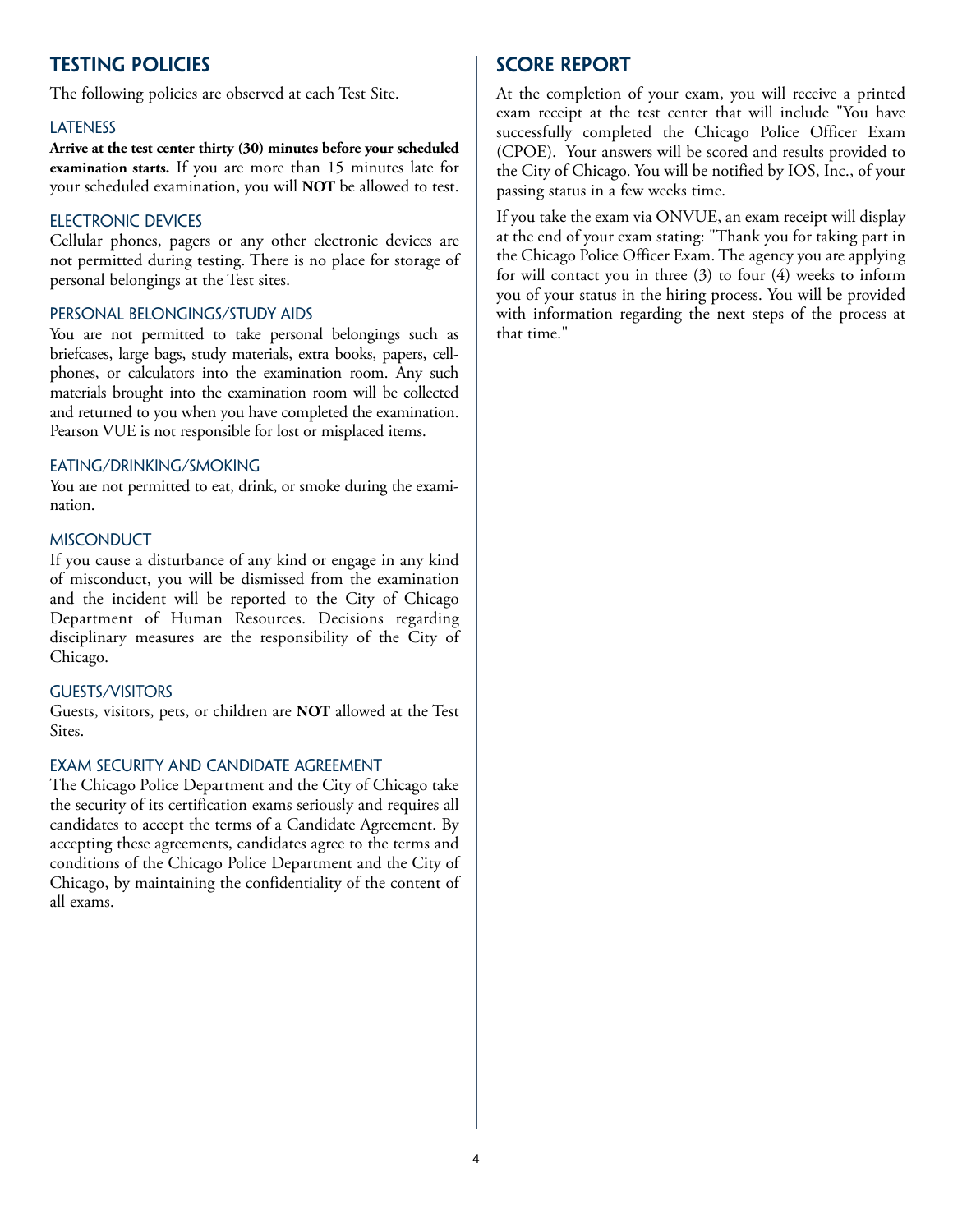## TESTING POLICIES

The following policies are observed at each Test Site.

### LATENESS

**Arrive at the test center thirty (30) minutes before your scheduled examination starts.** If you are more than 15 minutes late for your scheduled examination, you will **NOT** be allowed to test.

### ELECTRONIC DEVICES

Cellular phones, pagers or any other electronic devices are not permitted during testing. There is no place for storage of personal belongings at the Test sites.

### PERSONAL BELONGINGS/STUDY AIDS

You are not permitted to take personal belongings such as briefcases, large bags, study materials, extra books, papers, cellphones, or calculators into the examination room. Any such materials brought into the examination room will be collected and returned to you when you have completed the examination. Pearson VUE is not responsible for lost or misplaced items.

### EATING/DRINKING/SMOKING

You are not permitted to eat, drink, or smoke during the examination.

### MISCONDUCT

If you cause a disturbance of any kind or engage in any kind of misconduct, you will be dismissed from the examination and the incident will be reported to the City of Chicago Department of Human Resources. Decisions regarding disciplinary measures are the responsibility of the City of Chicago.

### GUESTS/VISITORS

Guests, visitors, pets, or children are **NOT** allowed at the Test Sites.

### EXAM SECURITY AND CANDIDATE AGREEMENT

The Chicago Police Department and the City of Chicago take the security of its certification exams seriously and requires all candidates to accept the terms of a Candidate Agreement. By accepting these agreements, candidates agree to the terms and conditions of the Chicago Police Department and the City of Chicago, by maintaining the confidentiality of the content of all exams.

## SCORE REPORT

At the completion of your exam, you will receive a printed exam receipt at the test center that will include "You have successfully completed the Chicago Police Officer Exam (CPOE). Your answers will be scored and results provided to the City of Chicago. You will be notified by IOS, Inc., of your passing status in a few weeks time.

If you take the exam via ONVUE, an exam receipt will display at the end of your exam stating: "Thank you for taking part in the Chicago Police Officer Exam. The agency you are applying for will contact you in three (3) to four (4) weeks to inform you of your status in the hiring process. You will be provided with information regarding the next steps of the process at that time."